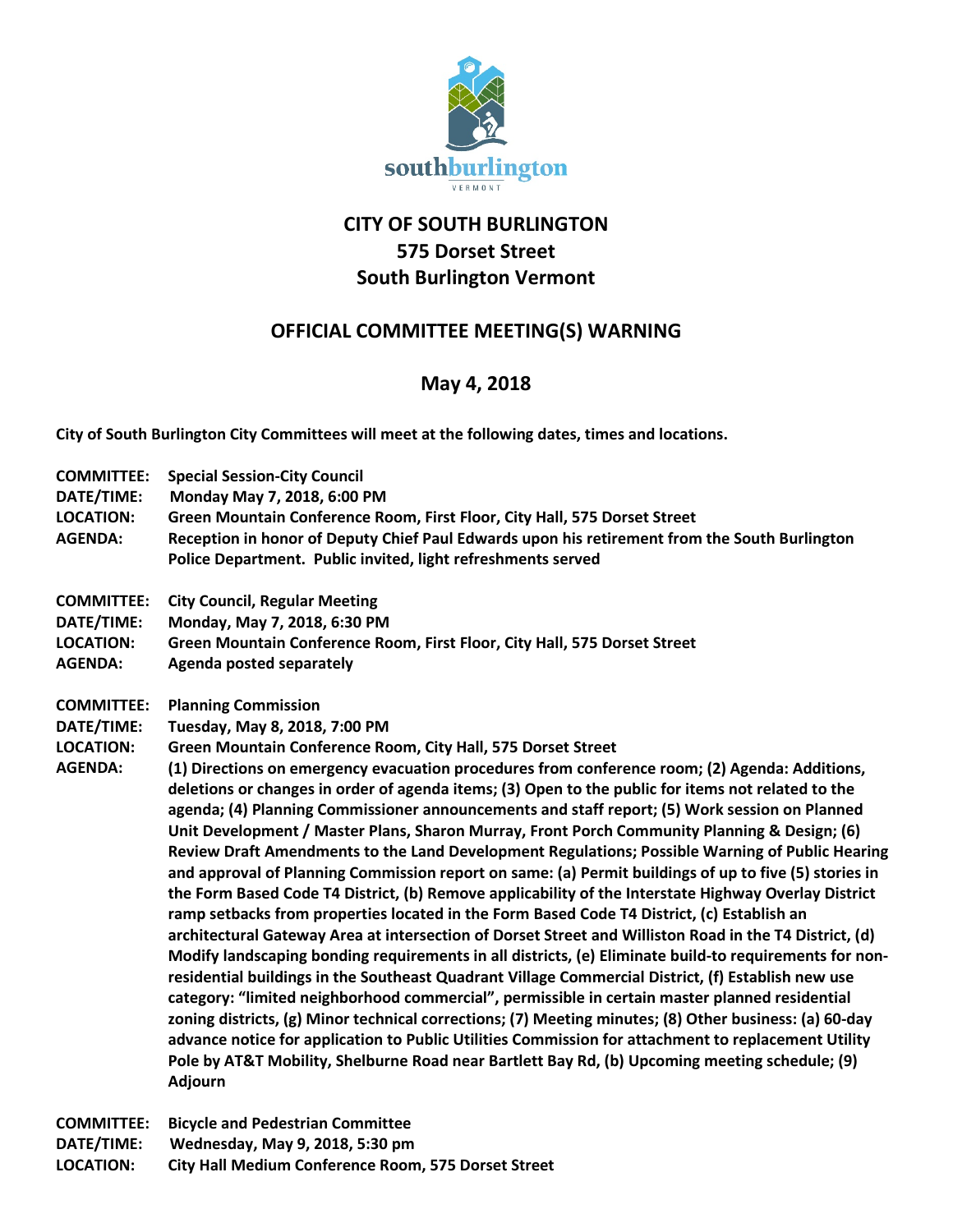southburlington
VERMONT

# CITY OF SOUTH BURLINGTON
## 575 Dorset Street
## South Burlington Vermont

## OFFICIAL COMMITTEE MEETING(S) WARNING

### May 4, 2018

**City of South Burlington City Committees will meet at the following dates, times and locations.**

**COMMITTEE:** Special Session-City Council
**DATE/TIME:** Monday May 7, 2018, 6:00 PM
**LOCATION:** Green Mountain Conference Room, First Floor, City Hall, 575 Dorset Street
**AGENDA:** Reception in honor of Deputy Chief Paul Edwards upon his retirement from the South Burlington Police Department. Public invited, light refreshments served

**COMMITTEE:** City Council, Regular Meeting
**DATE/TIME:** Monday, May 7, 2018, 6:30 PM
**LOCATION:** Green Mountain Conference Room, First Floor, City Hall, 575 Dorset Street
**AGENDA:** Agenda posted separately

**COMMITTEE:** Planning Commission
**DATE/TIME:** Tuesday, May 8, 2018, 7:00 PM
**LOCATION:** Green Mountain Conference Room, City Hall, 575 Dorset Street
**AGENDA:** (1) Directions on emergency evacuation procedures from conference room; (2) Agenda: Additions, deletions or changes in order of agenda items; (3) Open to the public for items not related to the agenda; (4) Planning Commissioner announcements and staff report; (5) Work session on Planned Unit Development / Master Plans, Sharon Murray, Front Porch Community Planning & Design; (6) Review Draft Amendments to the Land Development Regulations; Possible Warning of Public Hearing and approval of Planning Commission report on same: (a) Permit buildings of up to five (5) stories in the Form Based Code T4 District, (b) Remove applicability of the Interstate Highway Overlay District ramp setbacks from properties located in the Form Based Code T4 District, (c) Establish an architectural Gateway Area at intersection of Dorset Street and Williston Road in the T4 District, (d) Modify landscaping bonding requirements in all districts, (e) Eliminate build-to requirements for non-residential buildings in the Southeast Quadrant Village Commercial District, (f) Establish new use category: "limited neighborhood commercial", permissible in certain master planned residential zoning districts, (g) Minor technical corrections; (7) Meeting minutes; (8) Other business: (a) 60-day advance notice for application to Public Utilities Commission for attachment to replacement Utility Pole by AT&T Mobility, Shelburne Road near Bartlett Bay Rd, (b) Upcoming meeting schedule; (9) Adjourn

**COMMITTEE:** Bicycle and Pedestrian Committee
**DATE/TIME:** Wednesday, May 9, 2018, 5:30 pm
**LOCATION:** City Hall Medium Conference Room, 575 Dorset Street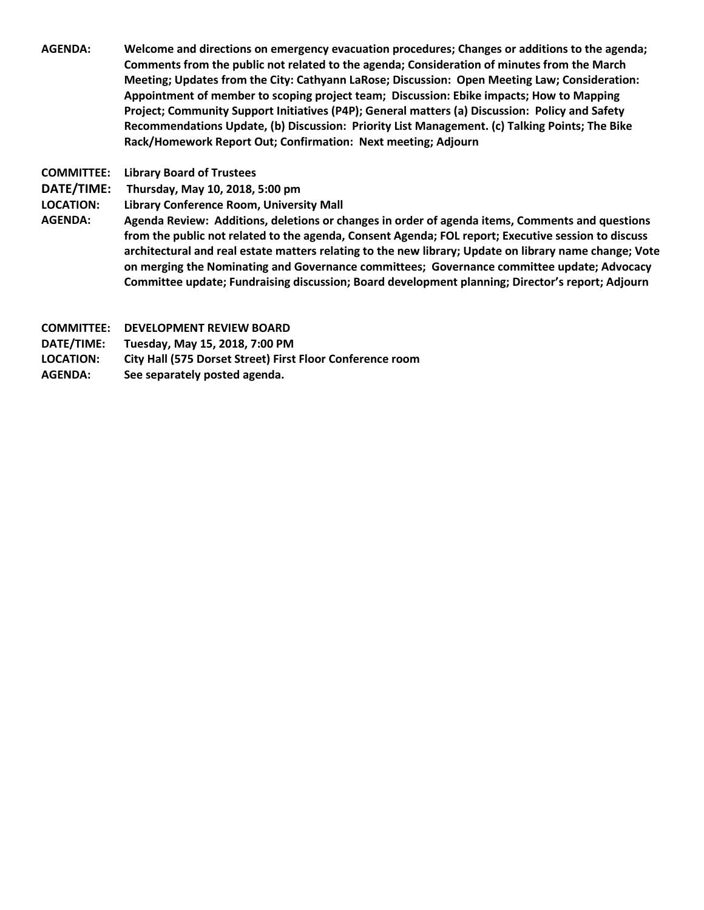**AGENDA:** **Welcome and directions on emergency evacuation procedures; Changes or additions to the agenda; Comments from the public not related to the agenda; Consideration of minutes from the March Meeting; Updates from the City: Cathyann LaRose; Discussion: Open Meeting Law; Consideration: Appointment of member to scoping project team; Discussion: Ebike impacts; How to Mapping Project; Community Support Initiatives (P4P); General matters (a) Discussion: Policy and Safety Recommendations Update, (b) Discussion: Priority List Management. (c) Talking Points; The Bike Rack/Homework Report Out; Confirmation: Next meeting; Adjourn**

**COMMITTEE:** **Library Board of Trustees**
**DATE/TIME:** **Thursday, May 10, 2018, 5:00 pm**
**LOCATION:** **Library Conference Room, University Mall**
**AGENDA:** **Agenda Review: Additions, deletions or changes in order of agenda items, Comments and questions from the public not related to the agenda, Consent Agenda; FOL report; Executive session to discuss architectural and real estate matters relating to the new library; Update on library name change; Vote on merging the Nominating and Governance committees; Governance committee update; Advocacy Committee update; Fundraising discussion; Board development planning; Director's report; Adjourn**

**COMMITTEE:** **DEVELOPMENT REVIEW BOARD**
**DATE/TIME:** **Tuesday, May 15, 2018, 7:00 PM**
**LOCATION:** **City Hall (575 Dorset Street) First Floor Conference room**
**AGENDA:** **See separately posted agenda.**